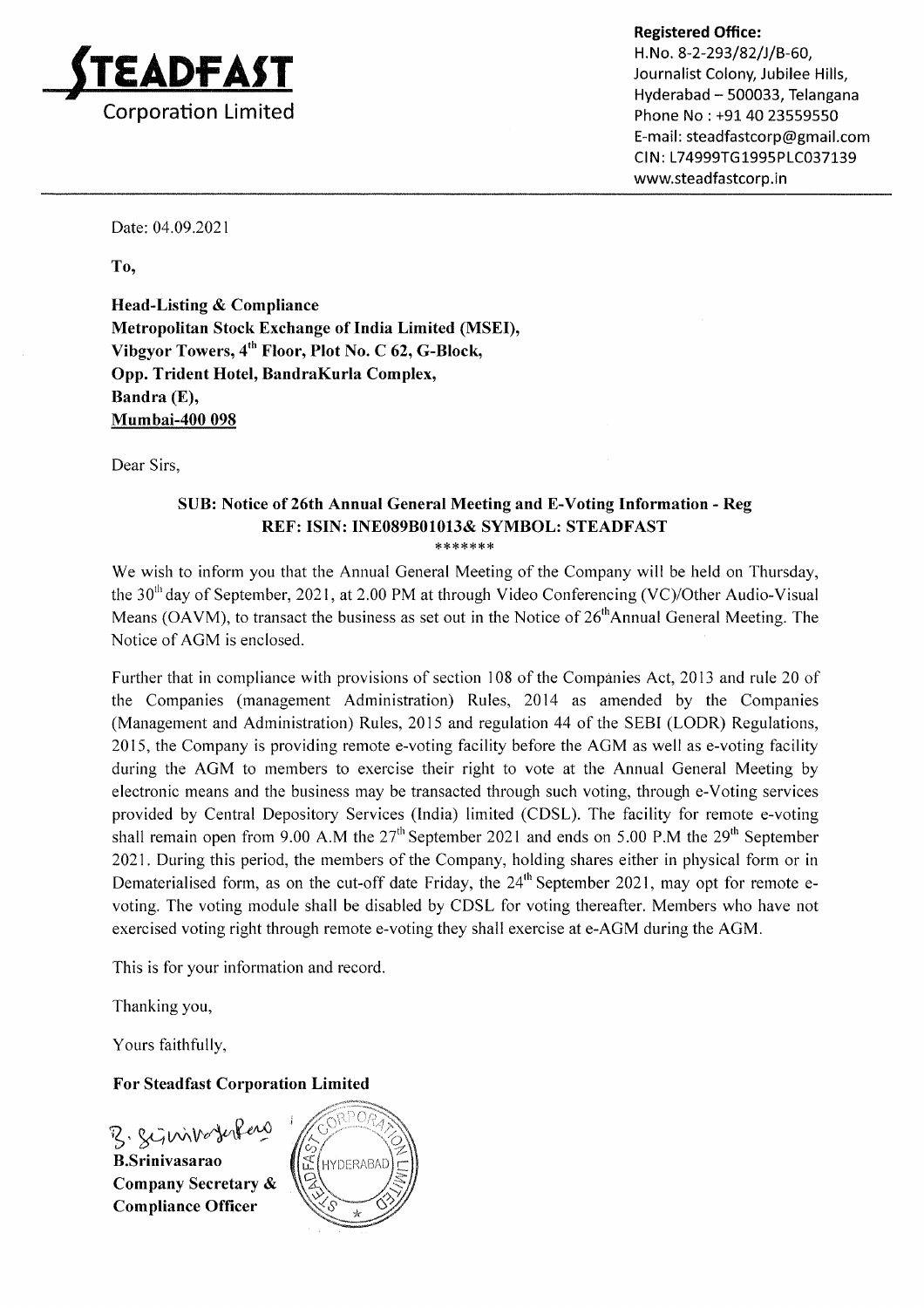**STEADFAST Corporation Limited**

**Registered Office:**
H.No. 8-2-293/82/J/B-60,
Journalist Colony, Jubilee Hills,
Hyderabad – 500033, Telangana
Phone No : +91 40 23559550
E-mail: steadfastcorp@gmail.com
CIN: L74999TG1995PLC037139
www.steadfastcorp.in

Date: 04.09.2021

**To,**

**Head-Listing & Compliance**
**Metropolitan Stock Exchange of India Limited (MSEI),**
**Vibgyor Towers, 4th Floor, Plot No. C 62, G-Block,**
**Opp. Trident Hotel, BandraKurla Complex,**
**Bandra (E),**
**Mumbai-400 098**

Dear Sirs,

**SUB: Notice of 26th Annual General Meeting and E-Voting Information - Reg**
**REF: ISIN: INE089B01013& SYMBOL: STEADFAST**

*******

We wish to inform you that the Annual General Meeting of the Company will be held on Thursday, the 30th day of September, 2021, at 2.00 PM at through Video Conferencing (VC)/Other Audio-Visual Means (OAVM), to transact the business as set out in the Notice of 26thAnnual General Meeting. The Notice of AGM is enclosed.

Further that in compliance with provisions of section 108 of the Companies Act, 2013 and rule 20 of the Companies (management Administration) Rules, 2014 as amended by the Companies (Management and Administration) Rules, 2015 and regulation 44 of the SEBI (LODR) Regulations, 2015, the Company is providing remote e-voting facility before the AGM as well as e-voting facility during the AGM to members to exercise their right to vote at the Annual General Meeting by electronic means and the business may be transacted through such voting, through e-Voting services provided by Central Depository Services (India) limited (CDSL). The facility for remote e-voting shall remain open from 9.00 A.M the 27th September 2021 and ends on 5.00 P.M the 29th September 2021. During this period, the members of the Company, holding shares either in physical form or in Dematerialised form, as on the cut-off date Friday, the 24th September 2021, may opt for remote e-voting. The voting module shall be disabled by CDSL for voting thereafter. Members who have not exercised voting right through remote e-voting they shall exercise at e-AGM during the AGM.

This is for your information and record.

Thanking you,

Yours faithfully,

**For Steadfast Corporation Limited**

**B.Srinivasarao**
**Company Secretary &**
**Compliance Officer**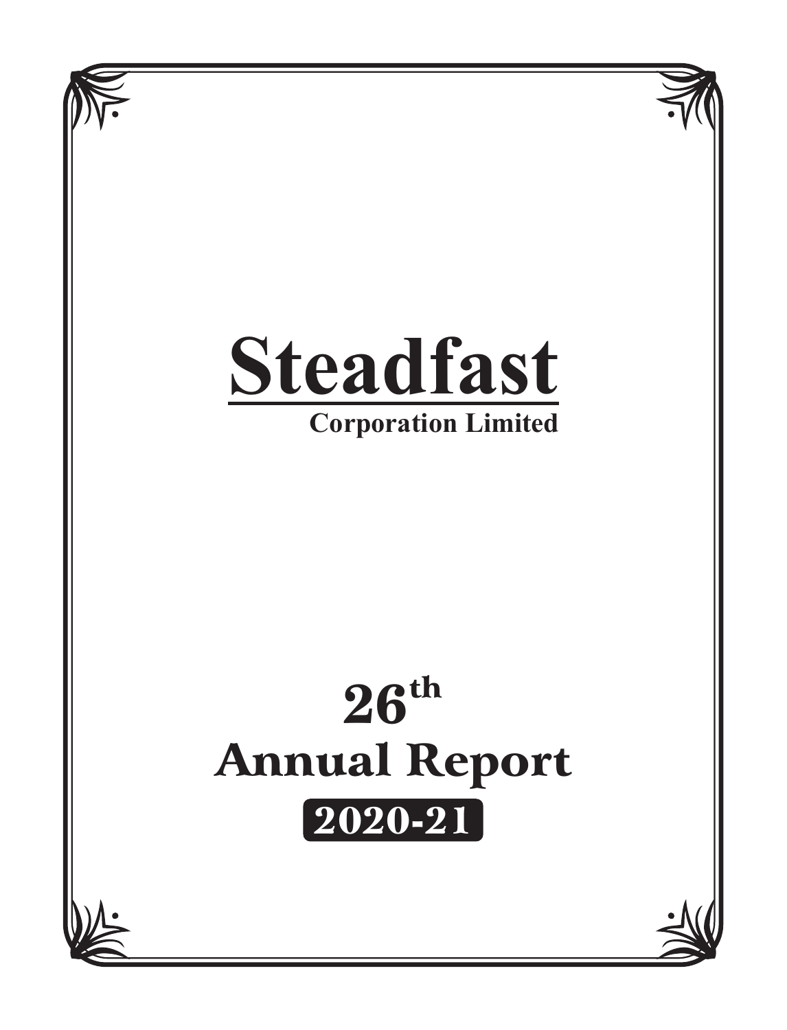# Steadfast

**Corporation Limited**

# 26th Annual Report

**2020-21**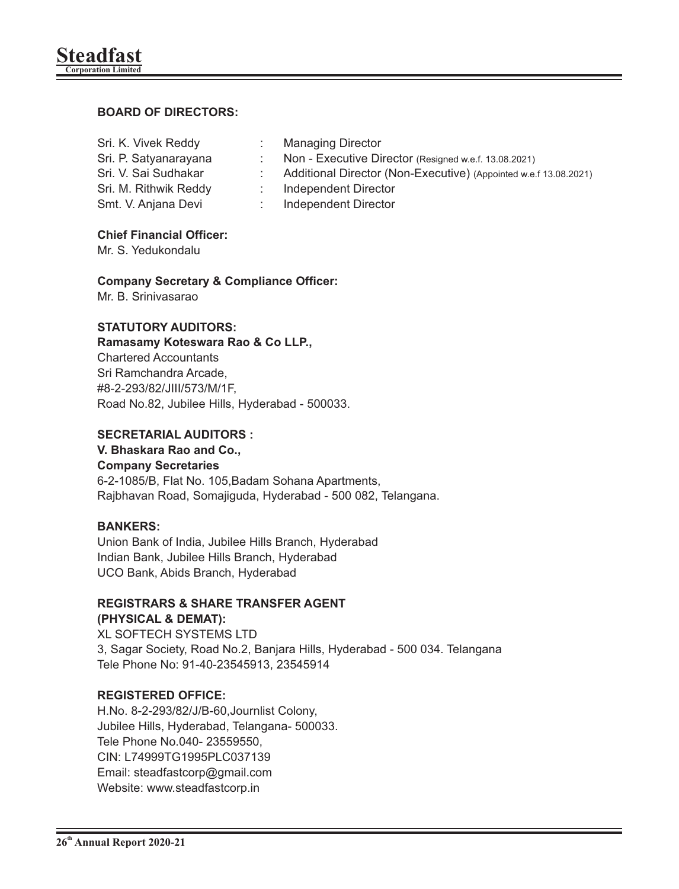## BOARD OF DIRECTORS:

| | | |
|---|---|---|
| Sri. K. Vivek Reddy | : | Managing Director |
| Sri. P. Satyanarayana | : | Non - Executive Director (Resigned w.e.f. 13.08.2021) |
| Sri. V. Sai Sudhakar | : | Additional Director (Non-Executive) (Appointed w.e.f 13.08.2021) |
| Sri. M. Rithwik Reddy | : | Independent Director |
| Smt. V. Anjana Devi | : | Independent Director |

**Chief Financial Officer:**
Mr. S. Yedukondalu

**Company Secretary & Compliance Officer:**
Mr. B. Srinivasarao

**STATUTORY AUDITORS:**
**Ramasamy Koteswara Rao & Co LLP.,**
Chartered Accountants
Sri Ramchandra Arcade,
#8-2-293/82/JIII/573/M/1F,
Road No.82, Jubilee Hills, Hyderabad - 500033.

**SECRETARIAL AUDITORS :**
**V. Bhaskara Rao and Co.,**
**Company Secretaries**
6-2-1085/B, Flat No. 105,Badam Sohana Apartments,
Rajbhavan Road, Somajiguda, Hyderabad - 500 082, Telangana.

**BANKERS:**
Union Bank of India, Jubilee Hills Branch, Hyderabad
Indian Bank, Jubilee Hills Branch, Hyderabad
UCO Bank, Abids Branch, Hyderabad

**REGISTRARS & SHARE TRANSFER AGENT**
**(PHYSICAL & DEMAT):**
XL SOFTECH SYSTEMS LTD
3, Sagar Society, Road No.2, Banjara Hills, Hyderabad - 500 034. Telangana
Tele Phone No: 91-40-23545913, 23545914

**REGISTERED OFFICE:**
H.No. 8-2-293/82/J/B-60,Journlist Colony,
Jubilee Hills, Hyderabad, Telangana- 500033.
Tele Phone No.040- 23559550,
CIN: L74999TG1995PLC037139
Email: steadfastcorp@gmail.com
Website: www.steadfastcorp.in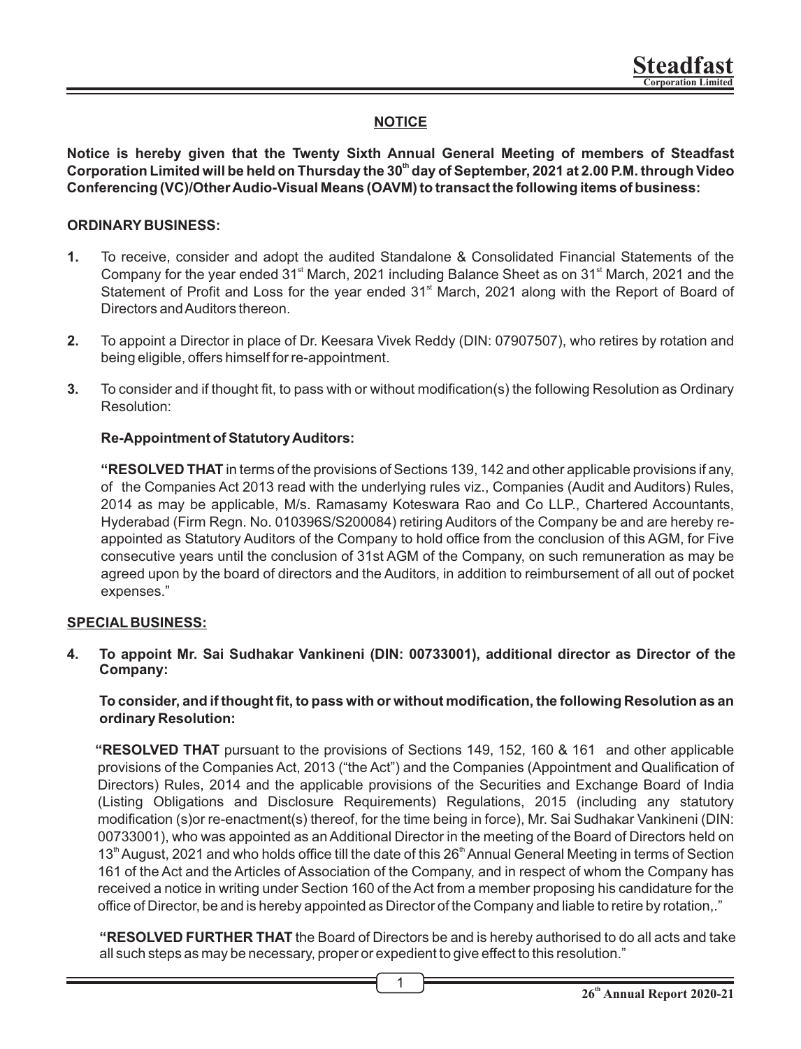## NOTICE

**Notice is hereby given that the Twenty Sixth Annual General Meeting of members of Steadfast Corporation Limited will be held on Thursday the 30th day of September, 2021 at 2.00 P.M. through Video Conferencing (VC)/Other Audio-Visual Means (OAVM) to transact the following items of business:**

### ORDINARY BUSINESS:

**1.** To receive, consider and adopt the audited Standalone & Consolidated Financial Statements of the Company for the year ended 31st March, 2021 including Balance Sheet as on 31st March, 2021 and the Statement of Profit and Loss for the year ended 31st March, 2021 along with the Report of Board of Directors and Auditors thereon.

**2.** To appoint a Director in place of Dr. Keesara Vivek Reddy (DIN: 07907507), who retires by rotation and being eligible, offers himself for re-appointment.

**3.** To consider and if thought fit, to pass with or without modification(s) the following Resolution as Ordinary Resolution:

**Re-Appointment of Statutory Auditors:**

**"RESOLVED THAT** in terms of the provisions of Sections 139, 142 and other applicable provisions if any, of the Companies Act 2013 read with the underlying rules viz., Companies (Audit and Auditors) Rules, 2014 as may be applicable, M/s. Ramasamy Koteswara Rao and Co LLP., Chartered Accountants, Hyderabad (Firm Regn. No. 010396S/S200084) retiring Auditors of the Company be and are hereby re-appointed as Statutory Auditors of the Company to hold office from the conclusion of this AGM, for Five consecutive years until the conclusion of 31st AGM of the Company, on such remuneration as may be agreed upon by the board of directors and the Auditors, in addition to reimbursement of all out of pocket expenses."

### SPECIAL BUSINESS:

**4. To appoint Mr. Sai Sudhakar Vankineni (DIN: 00733001), additional director as Director of the Company:**

**To consider, and if thought fit, to pass with or without modification, the following Resolution as an ordinary Resolution:**

**"RESOLVED THAT** pursuant to the provisions of Sections 149, 152, 160 & 161 and other applicable provisions of the Companies Act, 2013 ("the Act") and the Companies (Appointment and Qualification of Directors) Rules, 2014 and the applicable provisions of the Securities and Exchange Board of India (Listing Obligations and Disclosure Requirements) Regulations, 2015 (including any statutory modification (s)or re-enactment(s) thereof, for the time being in force), Mr. Sai Sudhakar Vankineni (DIN: 00733001), who was appointed as an Additional Director in the meeting of the Board of Directors held on 13th August, 2021 and who holds office till the date of this 26th Annual General Meeting in terms of Section 161 of the Act and the Articles of Association of the Company, and in respect of whom the Company has received a notice in writing under Section 160 of the Act from a member proposing his candidature for the office of Director, be and is hereby appointed as Director of the Company and liable to retire by rotation,."

**"RESOLVED FURTHER THAT** the Board of Directors be and is hereby authorised to do all acts and take all such steps as may be necessary, proper or expedient to give effect to this resolution."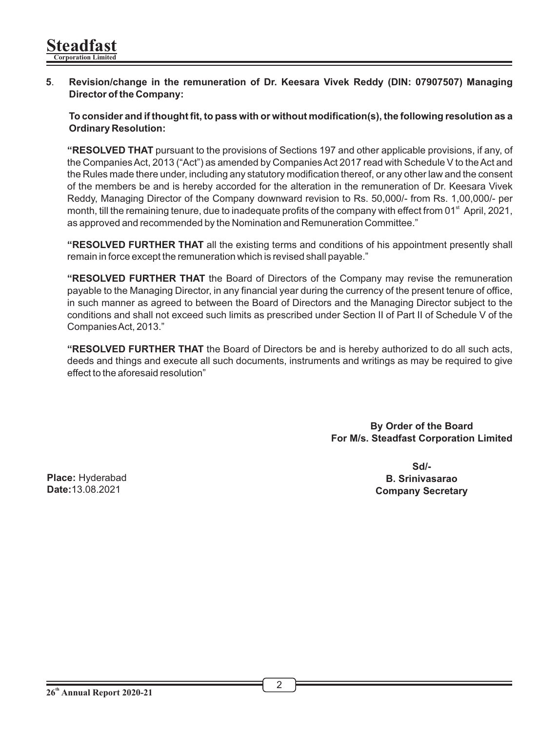**5. Revision/change in the remuneration of Dr. Keesara Vivek Reddy (DIN: 07907507) Managing Director of the Company:**

**To consider and if thought fit, to pass with or without modification(s), the following resolution as a Ordinary Resolution:**

**"RESOLVED THAT** pursuant to the provisions of Sections 197 and other applicable provisions, if any, of the Companies Act, 2013 ("Act") as amended by Companies Act 2017 read with Schedule V to the Act and the Rules made there under, including any statutory modification thereof, or any other law and the consent of the members be and is hereby accorded for the alteration in the remuneration of Dr. Keesara Vivek Reddy, Managing Director of the Company downward revision to Rs. 50,000/- from Rs. 1,00,000/- per month, till the remaining tenure, due to inadequate profits of the company with effect from 01st April, 2021, as approved and recommended by the Nomination and Remuneration Committee."

**"RESOLVED FURTHER THAT** all the existing terms and conditions of his appointment presently shall remain in force except the remuneration which is revised shall payable."

**"RESOLVED FURTHER THAT** the Board of Directors of the Company may revise the remuneration payable to the Managing Director, in any financial year during the currency of the present tenure of office, in such manner as agreed to between the Board of Directors and the Managing Director subject to the conditions and shall not exceed such limits as prescribed under Section II of Part II of Schedule V of the Companies Act, 2013."

**"RESOLVED FURTHER THAT** the Board of Directors be and is hereby authorized to do all such acts, deeds and things and execute all such documents, instruments and writings as may be required to give effect to the aforesaid resolution"

**By Order of the Board**
**For M/s. Steadfast Corporation Limited**

**Sd/-**
**B. Srinivasarao**
**Company Secretary**

**Place:** Hyderabad
**Date:** 13.08.2021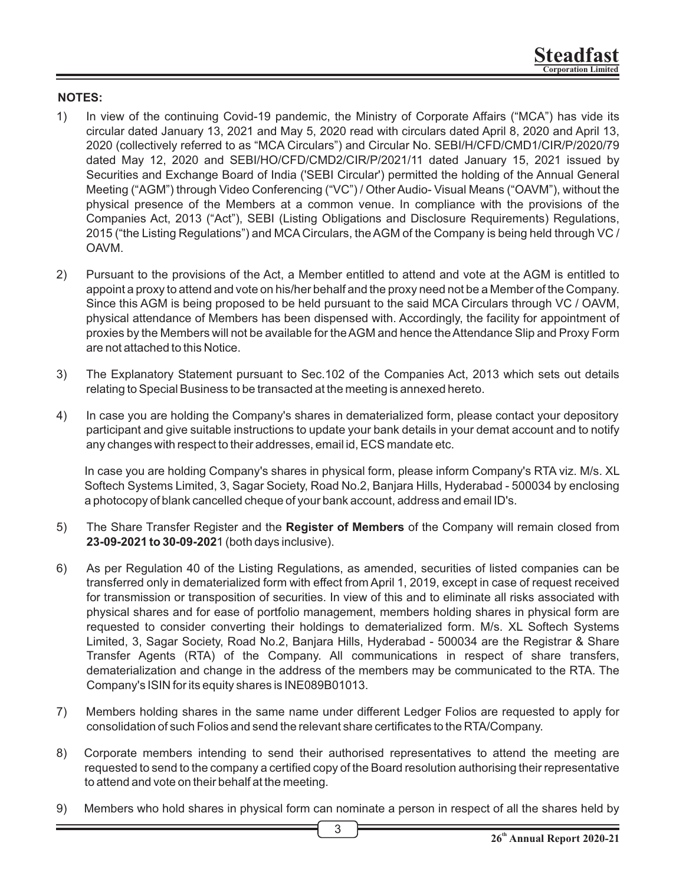**NOTES:**

1) In view of the continuing Covid-19 pandemic, the Ministry of Corporate Affairs ("MCA") has vide its circular dated January 13, 2021 and May 5, 2020 read with circulars dated April 8, 2020 and April 13, 2020 (collectively referred to as "MCA Circulars") and Circular No. SEBI/H/CFD/CMD1/CIR/P/2020/79 dated May 12, 2020 and SEBI/HO/CFD/CMD2/CIR/P/2021/11 dated January 15, 2021 issued by Securities and Exchange Board of India ('SEBI Circular') permitted the holding of the Annual General Meeting ("AGM") through Video Conferencing ("VC") / Other Audio- Visual Means ("OAVM"), without the physical presence of the Members at a common venue. In compliance with the provisions of the Companies Act, 2013 ("Act"), SEBI (Listing Obligations and Disclosure Requirements) Regulations, 2015 ("the Listing Regulations") and MCA Circulars, the AGM of the Company is being held through VC / OAVM.

2) Pursuant to the provisions of the Act, a Member entitled to attend and vote at the AGM is entitled to appoint a proxy to attend and vote on his/her behalf and the proxy need not be a Member of the Company. Since this AGM is being proposed to be held pursuant to the said MCA Circulars through VC / OAVM, physical attendance of Members has been dispensed with. Accordingly, the facility for appointment of proxies by the Members will not be available for the AGM and hence the Attendance Slip and Proxy Form are not attached to this Notice.

3) The Explanatory Statement pursuant to Sec.102 of the Companies Act, 2013 which sets out details relating to Special Business to be transacted at the meeting is annexed hereto.

4) In case you are holding the Company's shares in dematerialized form, please contact your depository participant and give suitable instructions to update your bank details in your demat account and to notify any changes with respect to their addresses, email id, ECS mandate etc.

   In case you are holding Company's shares in physical form, please inform Company's RTA viz. M/s. XL Softech Systems Limited, 3, Sagar Society, Road No.2, Banjara Hills, Hyderabad - 500034 by enclosing a photocopy of blank cancelled cheque of your bank account, address and email ID's.

5) The Share Transfer Register and the **Register of Members** of the Company will remain closed from **23-09-2021 to 30-09-2021** (both days inclusive).

6) As per Regulation 40 of the Listing Regulations, as amended, securities of listed companies can be transferred only in dematerialized form with effect from April 1, 2019, except in case of request received for transmission or transposition of securities. In view of this and to eliminate all risks associated with physical shares and for ease of portfolio management, members holding shares in physical form are requested to consider converting their holdings to dematerialized form. M/s. XL Softech Systems Limited, 3, Sagar Society, Road No.2, Banjara Hills, Hyderabad - 500034 are the Registrar & Share Transfer Agents (RTA) of the Company. All communications in respect of share transfers, dematerialization and change in the address of the members may be communicated to the RTA. The Company's ISIN for its equity shares is INE089B01013.

7) Members holding shares in the same name under different Ledger Folios are requested to apply for consolidation of such Folios and send the relevant share certificates to the RTA/Company.

8) Corporate members intending to send their authorised representatives to attend the meeting are requested to send to the company a certified copy of the Board resolution authorising their representative to attend and vote on their behalf at the meeting.

9) Members who hold shares in physical form can nominate a person in respect of all the shares held by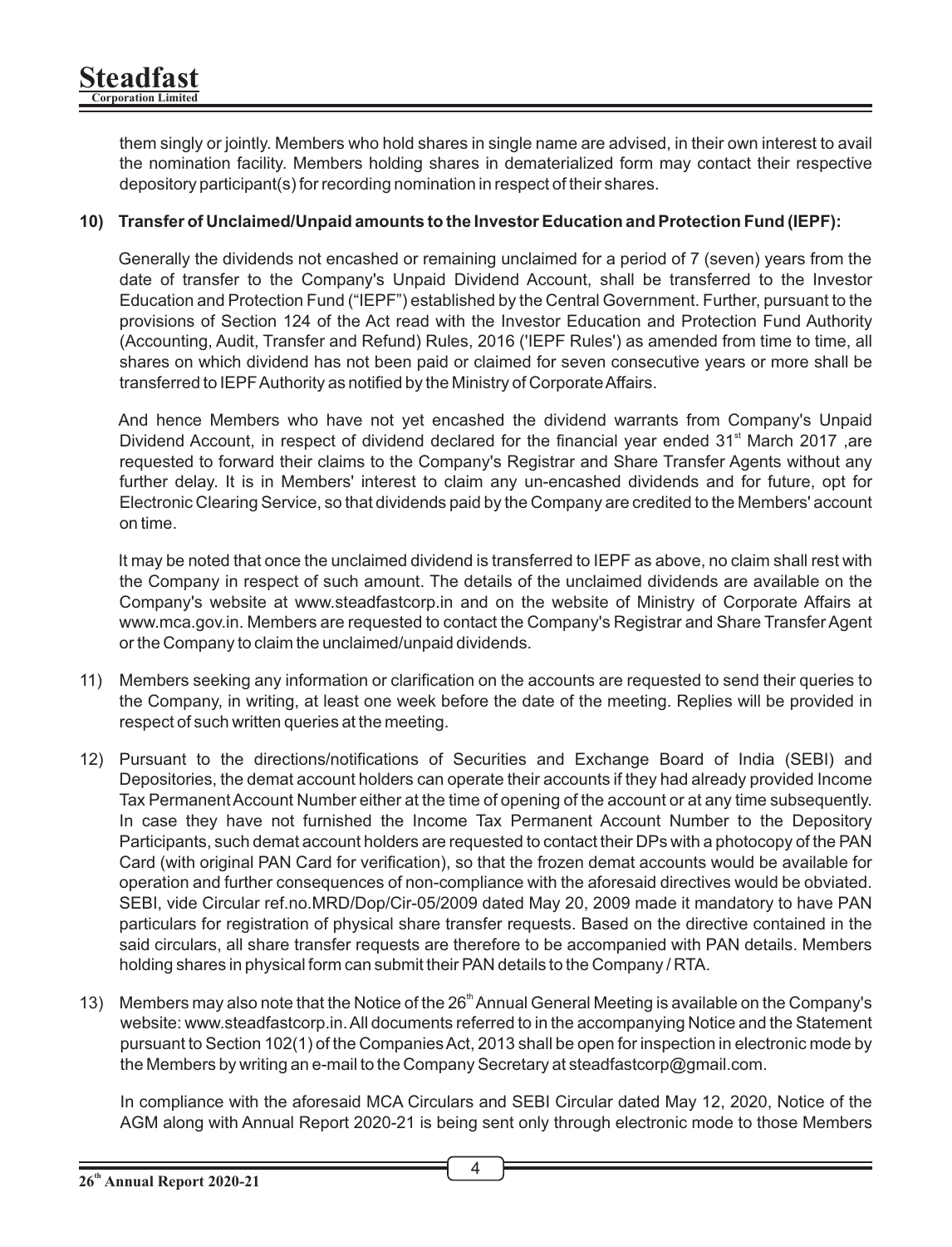them singly or jointly. Members who hold shares in single name are advised, in their own interest to avail the nomination facility. Members holding shares in dematerialized form may contact their respective depository participant(s) for recording nomination in respect of their shares.

**10) Transfer of Unclaimed/Unpaid amounts to the Investor Education and Protection Fund (IEPF):**

Generally the dividends not encashed or remaining unclaimed for a period of 7 (seven) years from the date of transfer to the Company's Unpaid Dividend Account, shall be transferred to the Investor Education and Protection Fund ("IEPF") established by the Central Government. Further, pursuant to the provisions of Section 124 of the Act read with the Investor Education and Protection Fund Authority (Accounting, Audit, Transfer and Refund) Rules, 2016 ('IEPF Rules') as amended from time to time, all shares on which dividend has not been paid or claimed for seven consecutive years or more shall be transferred to IEPF Authority as notified by the Ministry of Corporate Affairs.

And hence Members who have not yet encashed the dividend warrants from Company's Unpaid Dividend Account, in respect of dividend declared for the financial year ended 31st March 2017 ,are requested to forward their claims to the Company's Registrar and Share Transfer Agents without any further delay. It is in Members' interest to claim any un-encashed dividends and for future, opt for Electronic Clearing Service, so that dividends paid by the Company are credited to the Members' account on time.

It may be noted that once the unclaimed dividend is transferred to IEPF as above, no claim shall rest with the Company in respect of such amount. The details of the unclaimed dividends are available on the Company's website at www.steadfastcorp.in and on the website of Ministry of Corporate Affairs at www.mca.gov.in. Members are requested to contact the Company's Registrar and Share Transfer Agent or the Company to claim the unclaimed/unpaid dividends.

11) Members seeking any information or clarification on the accounts are requested to send their queries to the Company, in writing, at least one week before the date of the meeting. Replies will be provided in respect of such written queries at the meeting.

12) Pursuant to the directions/notifications of Securities and Exchange Board of India (SEBI) and Depositories, the demat account holders can operate their accounts if they had already provided Income Tax Permanent Account Number either at the time of opening of the account or at any time subsequently. In case they have not furnished the Income Tax Permanent Account Number to the Depository Participants, such demat account holders are requested to contact their DPs with a photocopy of the PAN Card (with original PAN Card for verification), so that the frozen demat accounts would be available for operation and further consequences of non-compliance with the aforesaid directives would be obviated. SEBI, vide Circular ref.no.MRD/Dop/Cir-05/2009 dated May 20, 2009 made it mandatory to have PAN particulars for registration of physical share transfer requests. Based on the directive contained in the said circulars, all share transfer requests are therefore to be accompanied with PAN details. Members holding shares in physical form can submit their PAN details to the Company / RTA.

13) Members may also note that the Notice of the 26th Annual General Meeting is available on the Company's website: www.steadfastcorp.in. All documents referred to in the accompanying Notice and the Statement pursuant to Section 102(1) of the Companies Act, 2013 shall be open for inspection in electronic mode by the Members by writing an e-mail to the Company Secretary at steadfastcorp@gmail.com.

In compliance with the aforesaid MCA Circulars and SEBI Circular dated May 12, 2020, Notice of the AGM along with Annual Report 2020-21 is being sent only through electronic mode to those Members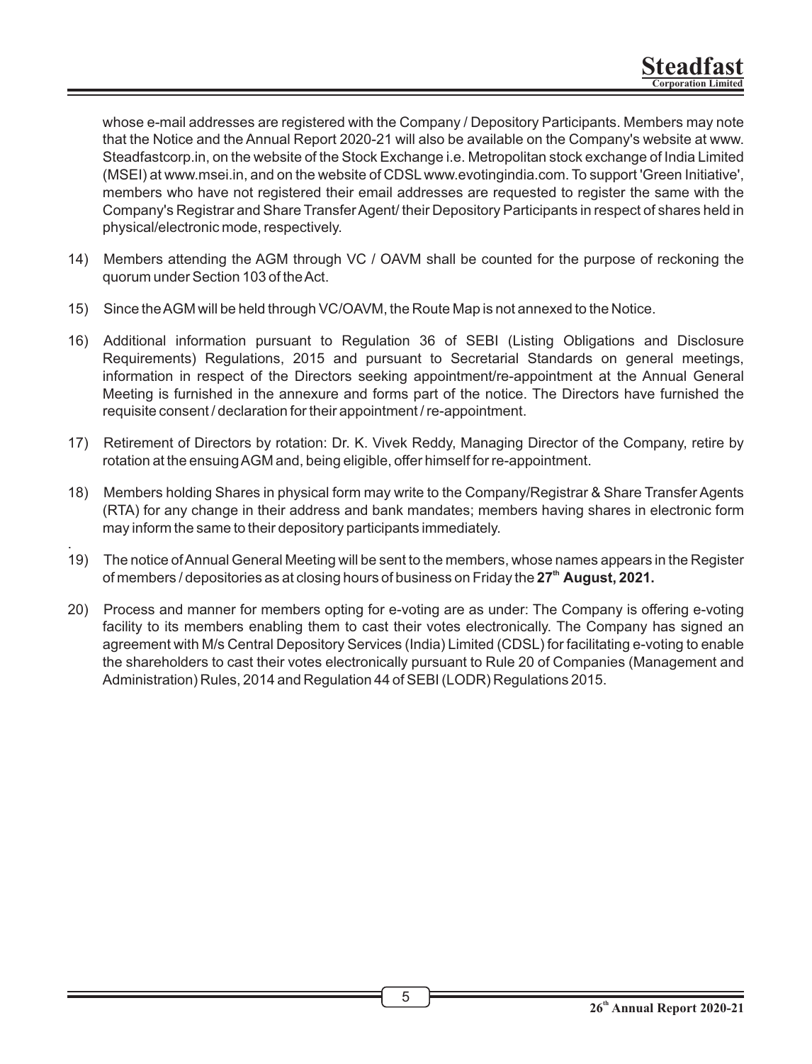whose e-mail addresses are registered with the Company / Depository Participants. Members may note that the Notice and the Annual Report 2020-21 will also be available on the Company's website at www. Steadfastcorp.in, on the website of the Stock Exchange i.e. Metropolitan stock exchange of India Limited (MSEI) at www.msei.in, and on the website of CDSL www.evotingindia.com. To support 'Green Initiative', members who have not registered their email addresses are requested to register the same with the Company's Registrar and Share Transfer Agent/ their Depository Participants in respect of shares held in physical/electronic mode, respectively.

14) Members attending the AGM through VC / OAVM shall be counted for the purpose of reckoning the quorum under Section 103 of the Act.

15) Since the AGM will be held through VC/OAVM, the Route Map is not annexed to the Notice.

16) Additional information pursuant to Regulation 36 of SEBI (Listing Obligations and Disclosure Requirements) Regulations, 2015 and pursuant to Secretarial Standards on general meetings, information in respect of the Directors seeking appointment/re-appointment at the Annual General Meeting is furnished in the annexure and forms part of the notice. The Directors have furnished the requisite consent / declaration for their appointment / re-appointment.

17) Retirement of Directors by rotation: Dr. K. Vivek Reddy, Managing Director of the Company, retire by rotation at the ensuing AGM and, being eligible, offer himself for re-appointment.

18) Members holding Shares in physical form may write to the Company/Registrar & Share Transfer Agents (RTA) for any change in their address and bank mandates; members having shares in electronic form may inform the same to their depository participants immediately.

19) The notice of Annual General Meeting will be sent to the members, whose names appears in the Register of members / depositories as at closing hours of business on Friday the **27th August, 2021.**

20) Process and manner for members opting for e-voting are as under: The Company is offering e-voting facility to its members enabling them to cast their votes electronically. The Company has signed an agreement with M/s Central Depository Services (India) Limited (CDSL) for facilitating e-voting to enable the shareholders to cast their votes electronically pursuant to Rule 20 of Companies (Management and Administration) Rules, 2014 and Regulation 44 of SEBI (LODR) Regulations 2015.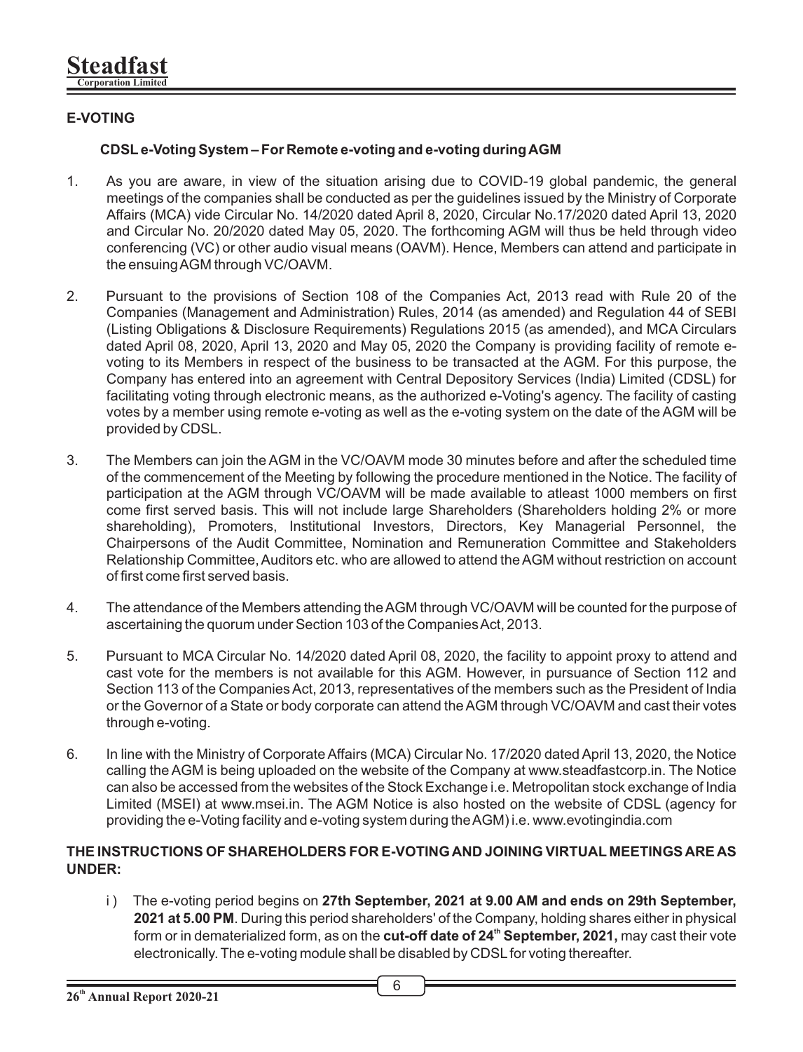## E-VOTING

### CDSL e-Voting System – For Remote e-voting and e-voting during AGM

1. As you are aware, in view of the situation arising due to COVID-19 global pandemic, the general meetings of the companies shall be conducted as per the guidelines issued by the Ministry of Corporate Affairs (MCA) vide Circular No. 14/2020 dated April 8, 2020, Circular No.17/2020 dated April 13, 2020 and Circular No. 20/2020 dated May 05, 2020. The forthcoming AGM will thus be held through video conferencing (VC) or other audio visual means (OAVM). Hence, Members can attend and participate in the ensuing AGM through VC/OAVM.

2. Pursuant to the provisions of Section 108 of the Companies Act, 2013 read with Rule 20 of the Companies (Management and Administration) Rules, 2014 (as amended) and Regulation 44 of SEBI (Listing Obligations & Disclosure Requirements) Regulations 2015 (as amended), and MCA Circulars dated April 08, 2020, April 13, 2020 and May 05, 2020 the Company is providing facility of remote e-voting to its Members in respect of the business to be transacted at the AGM. For this purpose, the Company has entered into an agreement with Central Depository Services (India) Limited (CDSL) for facilitating voting through electronic means, as the authorized e-Voting's agency. The facility of casting votes by a member using remote e-voting as well as the e-voting system on the date of the AGM will be provided by CDSL.

3. The Members can join the AGM in the VC/OAVM mode 30 minutes before and after the scheduled time of the commencement of the Meeting by following the procedure mentioned in the Notice. The facility of participation at the AGM through VC/OAVM will be made available to atleast 1000 members on first come first served basis. This will not include large Shareholders (Shareholders holding 2% or more shareholding), Promoters, Institutional Investors, Directors, Key Managerial Personnel, the Chairpersons of the Audit Committee, Nomination and Remuneration Committee and Stakeholders Relationship Committee, Auditors etc. who are allowed to attend the AGM without restriction on account of first come first served basis.

4. The attendance of the Members attending the AGM through VC/OAVM will be counted for the purpose of ascertaining the quorum under Section 103 of the Companies Act, 2013.

5. Pursuant to MCA Circular No. 14/2020 dated April 08, 2020, the facility to appoint proxy to attend and cast vote for the members is not available for this AGM. However, in pursuance of Section 112 and Section 113 of the Companies Act, 2013, representatives of the members such as the President of India or the Governor of a State or body corporate can attend the AGM through VC/OAVM and cast their votes through e-voting.

6. In line with the Ministry of Corporate Affairs (MCA) Circular No. 17/2020 dated April 13, 2020, the Notice calling the AGM is being uploaded on the website of the Company at www.steadfastcorp.in. The Notice can also be accessed from the websites of the Stock Exchange i.e. Metropolitan stock exchange of India Limited (MSEI) at www.msei.in. The AGM Notice is also hosted on the website of CDSL (agency for providing the e-Voting facility and e-voting system during the AGM) i.e. www.evotingindia.com

### THE INSTRUCTIONS OF SHAREHOLDERS FOR E-VOTING AND JOINING VIRTUAL MEETINGS ARE AS UNDER:

i) The e-voting period begins on **27th September, 2021 at 9.00 AM and ends on 29th September, 2021 at 5.00 PM**. During this period shareholders' of the Company, holding shares either in physical form or in dematerialized form, as on the **cut-off date of 24th September, 2021,** may cast their vote electronically. The e-voting module shall be disabled by CDSL for voting thereafter.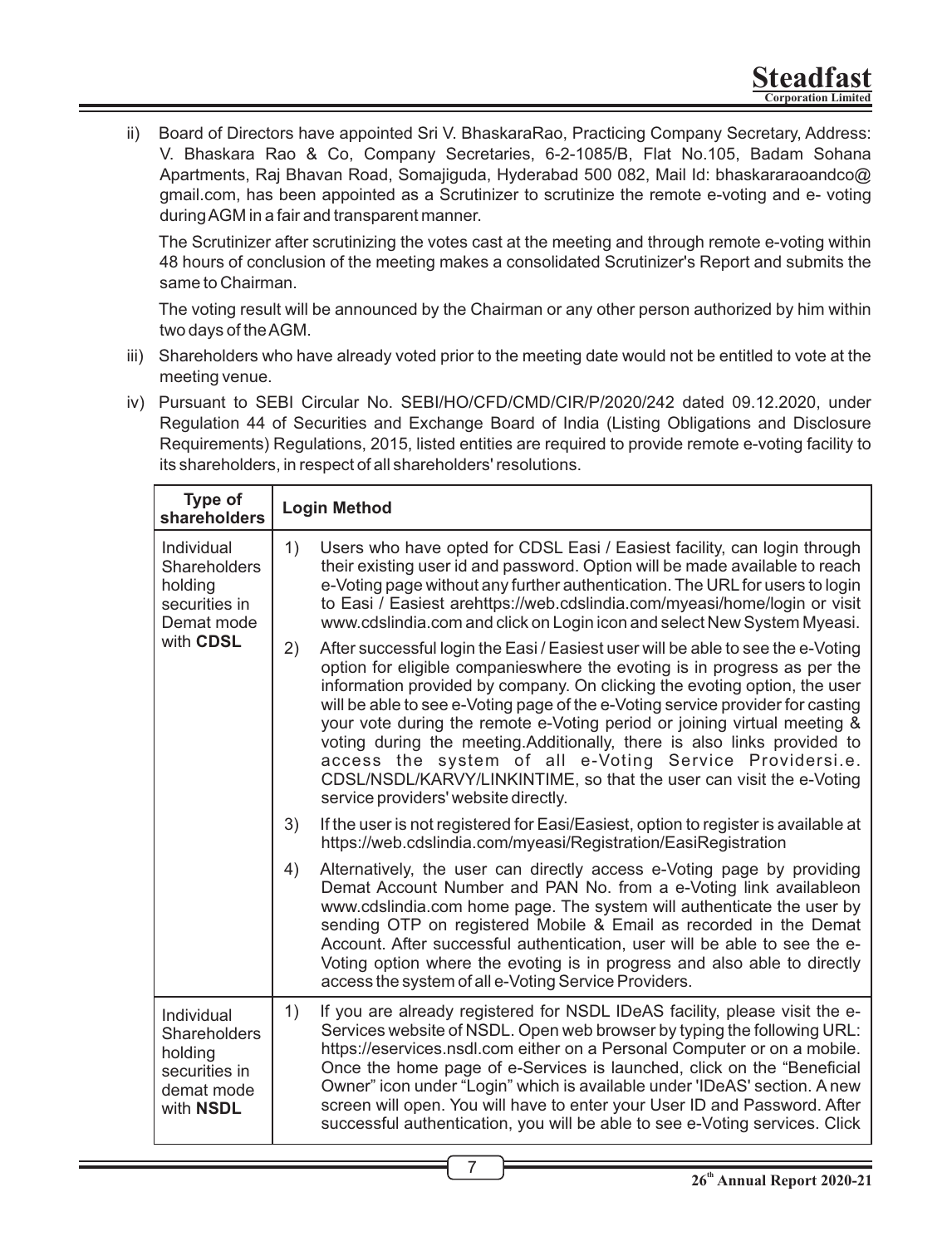ii) Board of Directors have appointed Sri V. BhaskaraRao, Practicing Company Secretary, Address: V. Bhaskara Rao & Co, Company Secretaries, 6-2-1085/B, Flat No.105, Badam Sohana Apartments, Raj Bhavan Road, Somajiguda, Hyderabad 500 082, Mail Id: bhaskararaoandco@gmail.com, has been appointed as a Scrutinizer to scrutinize the remote e-voting and e- voting during AGM in a fair and transparent manner.

The Scrutinizer after scrutinizing the votes cast at the meeting and through remote e-voting within 48 hours of conclusion of the meeting makes a consolidated Scrutinizer's Report and submits the same to Chairman.

The voting result will be announced by the Chairman or any other person authorized by him within two days of the AGM.

iii) Shareholders who have already voted prior to the meeting date would not be entitled to vote at the meeting venue.

iv) Pursuant to SEBI Circular No. SEBI/HO/CFD/CMD/CIR/P/2020/242 dated 09.12.2020, under Regulation 44 of Securities and Exchange Board of India (Listing Obligations and Disclosure Requirements) Regulations, 2015, listed entities are required to provide remote e-voting facility to its shareholders, in respect of all shareholders' resolutions.

| Type of shareholders | Login Method |
|---|---|
| Individual Shareholders holding securities in Demat mode with **CDSL** | 1) Users who have opted for CDSL Easi / Easiest facility, can login through their existing user id and password. Option will be made available to reach e-Voting page without any further authentication. The URL for users to login to Easi / Easiest arehttps://web.cdslindia.com/myeasi/home/login or visit www.cdslindia.com and click on Login icon and select New System Myeasi.<br>2) After successful login the Easi / Easiest user will be able to see the e-Voting option for eligible companieswhere the evoting is in progress as per the information provided by company. On clicking the evoting option, the user will be able to see e-Voting page of the e-Voting service provider for casting your vote during the remote e-Voting period or joining virtual meeting & voting during the meeting.Additionally, there is also links provided to access the system of all e-Voting Service Providersi.e. CDSL/NSDL/KARVY/LINKINTIME, so that the user can visit the e-Voting service providers' website directly.<br>3) If the user is not registered for Easi/Easiest, option to register is available at https://web.cdslindia.com/myeasi/Registration/EasiRegistration<br>4) Alternatively, the user can directly access e-Voting page by providing Demat Account Number and PAN No. from a e-Voting link availableon www.cdslindia.com home page. The system will authenticate the user by sending OTP on registered Mobile & Email as recorded in the Demat Account. After successful authentication, user will be able to see the e-Voting option where the evoting is in progress and also able to directly access the system of all e-Voting Service Providers. |
| Individual Shareholders holding securities in demat mode with **NSDL** | 1) If you are already registered for NSDL IDeAS facility, please visit the e-Services website of NSDL. Open web browser by typing the following URL: https://eservices.nsdl.com either on a Personal Computer or on a mobile. Once the home page of e-Services is launched, click on the "Beneficial Owner" icon under "Login" which is available under 'IDeAS' section. A new screen will open. You will have to enter your User ID and Password. After successful authentication, you will be able to see e-Voting services. Click |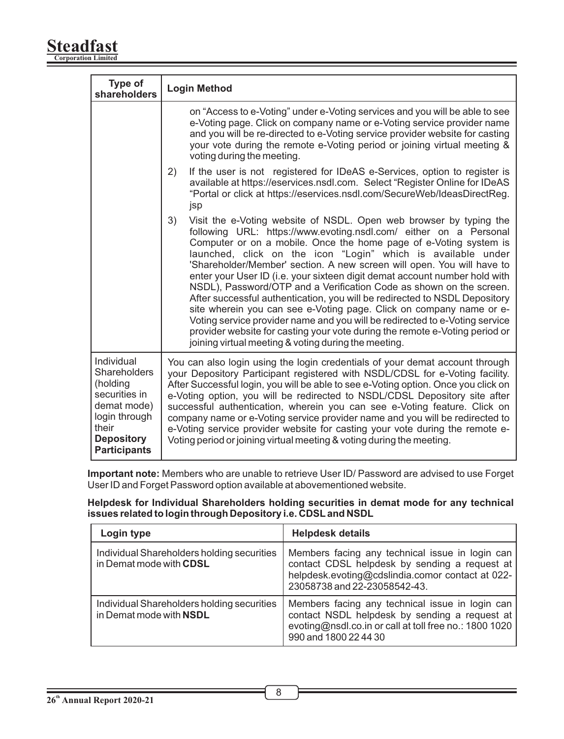| Type of shareholders | Login Method |
|---|---|
| | on "Access to e-Voting" under e-Voting services and you will be able to see e-Voting page. Click on company name or e-Voting service provider name and you will be re-directed to e-Voting service provider website for casting your vote during the remote e-Voting period or joining virtual meeting & voting during the meeting.<br>2) If the user is not registered for IDeAS e-Services, option to register is available at https://eservices.nsdl.com. Select "Register Online for IDeAS "Portal or click at https://eservices.nsdl.com/SecureWeb/IdeasDirectReg.jsp<br>3) Visit the e-Voting website of NSDL. Open web browser by typing the following URL: https://www.evoting.nsdl.com/ either on a Personal Computer or on a mobile. Once the home page of e-Voting system is launched, click on the icon "Login" which is available under 'Shareholder/Member' section. A new screen will open. You will have to enter your User ID (i.e. your sixteen digit demat account number hold with NSDL), Password/OTP and a Verification Code as shown on the screen. After successful authentication, you will be redirected to NSDL Depository site wherein you can see e-Voting page. Click on company name or e-Voting service provider name and you will be redirected to e-Voting service provider website for casting your vote during the remote e-Voting period or joining virtual meeting & voting during the meeting. |
| Individual Shareholders (holding securities in demat mode) login through their **Depository Participants** | You can also login using the login credentials of your demat account through your Depository Participant registered with NSDL/CDSL for e-Voting facility. After Successful login, you will be able to see e-Voting option. Once you click on e-Voting option, you will be redirected to NSDL/CDSL Depository site after successful authentication, wherein you can see e-Voting feature. Click on company name or e-Voting service provider name and you will be redirected to e-Voting service provider website for casting your vote during the remote e-Voting period or joining virtual meeting & voting during the meeting. |

**Important note:** Members who are unable to retrieve User ID/ Password are advised to use Forget User ID and Forget Password option available at abovementioned website.

**Helpdesk for Individual Shareholders holding securities in demat mode for any technical issues related to login through Depository i.e. CDSL and NSDL**

| Login type | Helpdesk details |
|---|---|
| Individual Shareholders holding securities in Demat mode with **CDSL** | Members facing any technical issue in login can contact CDSL helpdesk by sending a request at helpdesk.evoting@cdslindia.comor contact at 022-23058738 and 22-23058542-43. |
| Individual Shareholders holding securities in Demat mode with **NSDL** | Members facing any technical issue in login can contact NSDL helpdesk by sending a request at evoting@nsdl.co.in or call at toll free no.: 1800 1020 990 and 1800 22 44 30 |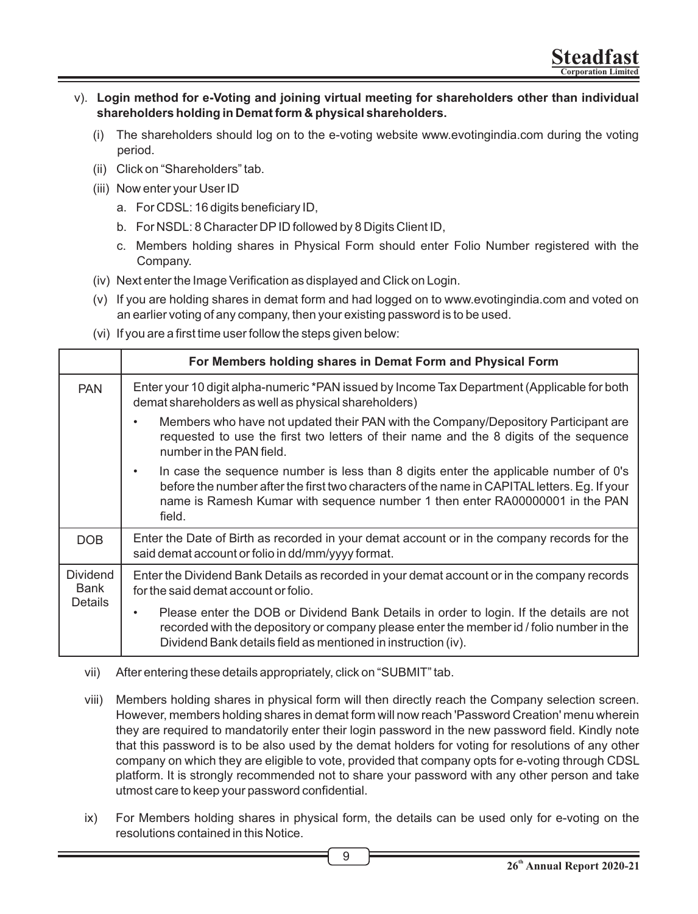v). **Login method for e-Voting and joining virtual meeting for shareholders other than individual shareholders holding in Demat form & physical shareholders.**

(i) The shareholders should log on to the e-voting website www.evotingindia.com during the voting period.

(ii) Click on "Shareholders" tab.

(iii) Now enter your User ID

a. For CDSL: 16 digits beneficiary ID,

b. For NSDL: 8 Character DP ID followed by 8 Digits Client ID,

c. Members holding shares in Physical Form should enter Folio Number registered with the Company.

(iv) Next enter the Image Verification as displayed and Click on Login.

(v) If you are holding shares in demat form and had logged on to www.evotingindia.com and voted on an earlier voting of any company, then your existing password is to be used.

(vi) If you are a first time user follow the steps given below:

| | For Members holding shares in Demat Form and Physical Form |
|---|---|
| PAN | Enter your 10 digit alpha-numeric *PAN issued by Income Tax Department (Applicable for both demat shareholders as well as physical shareholders)<br>• Members who have not updated their PAN with the Company/Depository Participant are requested to use the first two letters of their name and the 8 digits of the sequence number in the PAN field.<br>• In case the sequence number is less than 8 digits enter the applicable number of 0's before the number after the first two characters of the name in CAPITAL letters. Eg. If your name is Ramesh Kumar with sequence number 1 then enter RA00000001 in the PAN field. |
| DOB | Enter the Date of Birth as recorded in your demat account or in the company records for the said demat account or folio in dd/mm/yyyy format. |
| Dividend Bank Details | Enter the Dividend Bank Details as recorded in your demat account or in the company records for the said demat account or folio.<br>• Please enter the DOB or Dividend Bank Details in order to login. If the details are not recorded with the depository or company please enter the member id / folio number in the Dividend Bank details field as mentioned in instruction (iv). |

vii) After entering these details appropriately, click on "SUBMIT" tab.

viii) Members holding shares in physical form will then directly reach the Company selection screen. However, members holding shares in demat form will now reach 'Password Creation' menu wherein they are required to mandatorily enter their login password in the new password field. Kindly note that this password is to be also used by the demat holders for voting for resolutions of any other company on which they are eligible to vote, provided that company opts for e-voting through CDSL platform. It is strongly recommended not to share your password with any other person and take utmost care to keep your password confidential.

ix) For Members holding shares in physical form, the details can be used only for e-voting on the resolutions contained in this Notice.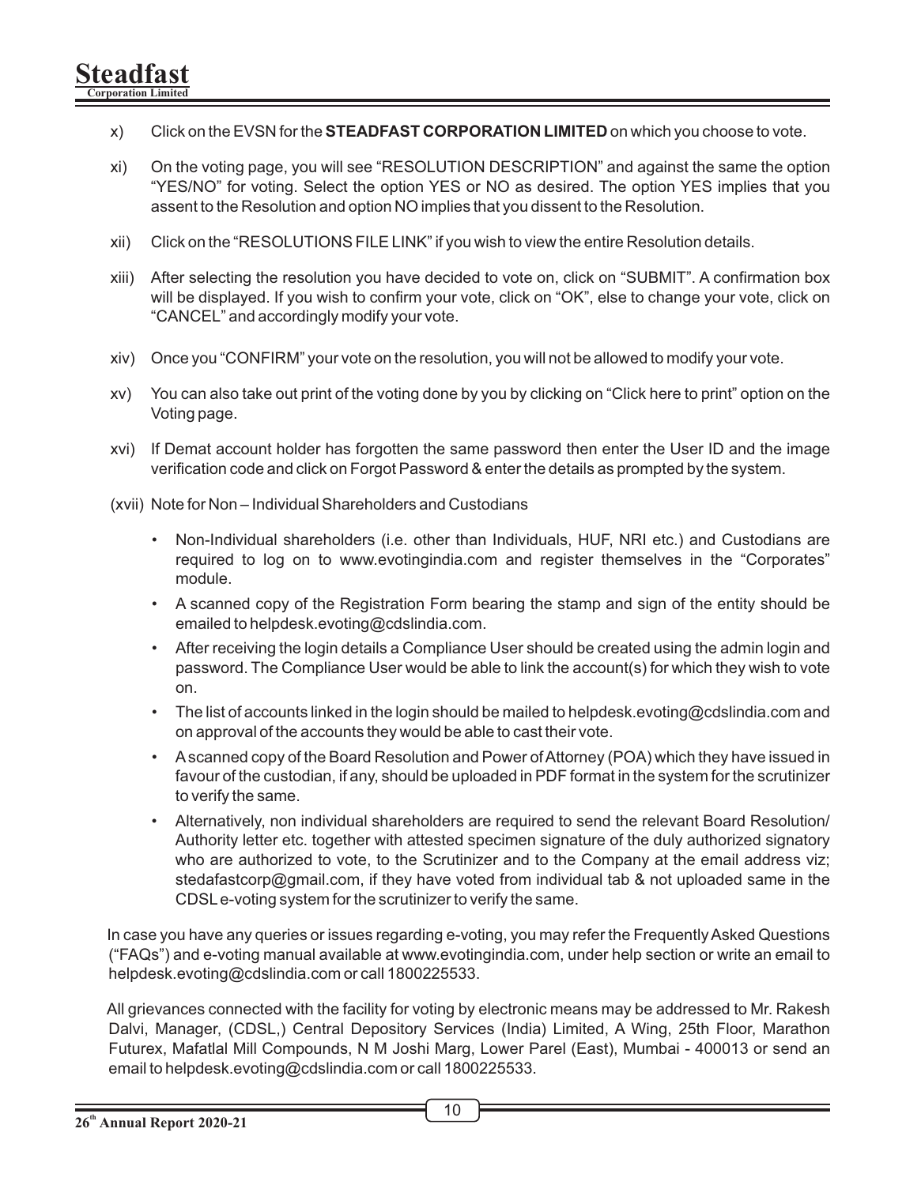x) Click on the EVSN for the **STEADFAST CORPORATION LIMITED** on which you choose to vote.

xi) On the voting page, you will see “RESOLUTION DESCRIPTION” and against the same the option “YES/NO” for voting. Select the option YES or NO as desired. The option YES implies that you assent to the Resolution and option NO implies that you dissent to the Resolution.

xii) Click on the “RESOLUTIONS FILE LINK” if you wish to view the entire Resolution details.

xiii) After selecting the resolution you have decided to vote on, click on “SUBMIT”. A confirmation box will be displayed. If you wish to confirm your vote, click on “OK”, else to change your vote, click on “CANCEL” and accordingly modify your vote.

xiv) Once you “CONFIRM” your vote on the resolution, you will not be allowed to modify your vote.

xv) You can also take out print of the voting done by you by clicking on “Click here to print” option on the Voting page.

xvi) If Demat account holder has forgotten the same password then enter the User ID and the image verification code and click on Forgot Password & enter the details as prompted by the system.

(xvii) Note for Non – Individual Shareholders and Custodians

- Non-Individual shareholders (i.e. other than Individuals, HUF, NRI etc.) and Custodians are required to log on to www.evotingindia.com and register themselves in the “Corporates” module.
- A scanned copy of the Registration Form bearing the stamp and sign of the entity should be emailed to helpdesk.evoting@cdslindia.com.
- After receiving the login details a Compliance User should be created using the admin login and password. The Compliance User would be able to link the account(s) for which they wish to vote on.
- The list of accounts linked in the login should be mailed to helpdesk.evoting@cdslindia.com and on approval of the accounts they would be able to cast their vote.
- A scanned copy of the Board Resolution and Power of Attorney (POA) which they have issued in favour of the custodian, if any, should be uploaded in PDF format in the system for the scrutinizer to verify the same.
- Alternatively, non individual shareholders are required to send the relevant Board Resolution/ Authority letter etc. together with attested specimen signature of the duly authorized signatory who are authorized to vote, to the Scrutinizer and to the Company at the email address viz; stedafastcorp@gmail.com, if they have voted from individual tab & not uploaded same in the CDSL e-voting system for the scrutinizer to verify the same.

In case you have any queries or issues regarding e-voting, you may refer the Frequently Asked Questions (“FAQs”) and e-voting manual available at www.evotingindia.com, under help section or write an email to helpdesk.evoting@cdslindia.com or call 1800225533.

All grievances connected with the facility for voting by electronic means may be addressed to Mr. Rakesh Dalvi, Manager, (CDSL,) Central Depository Services (India) Limited, A Wing, 25th Floor, Marathon Futurex, Mafatlal Mill Compounds, N M Joshi Marg, Lower Parel (East), Mumbai - 400013 or send an email to helpdesk.evoting@cdslindia.com or call 1800225533.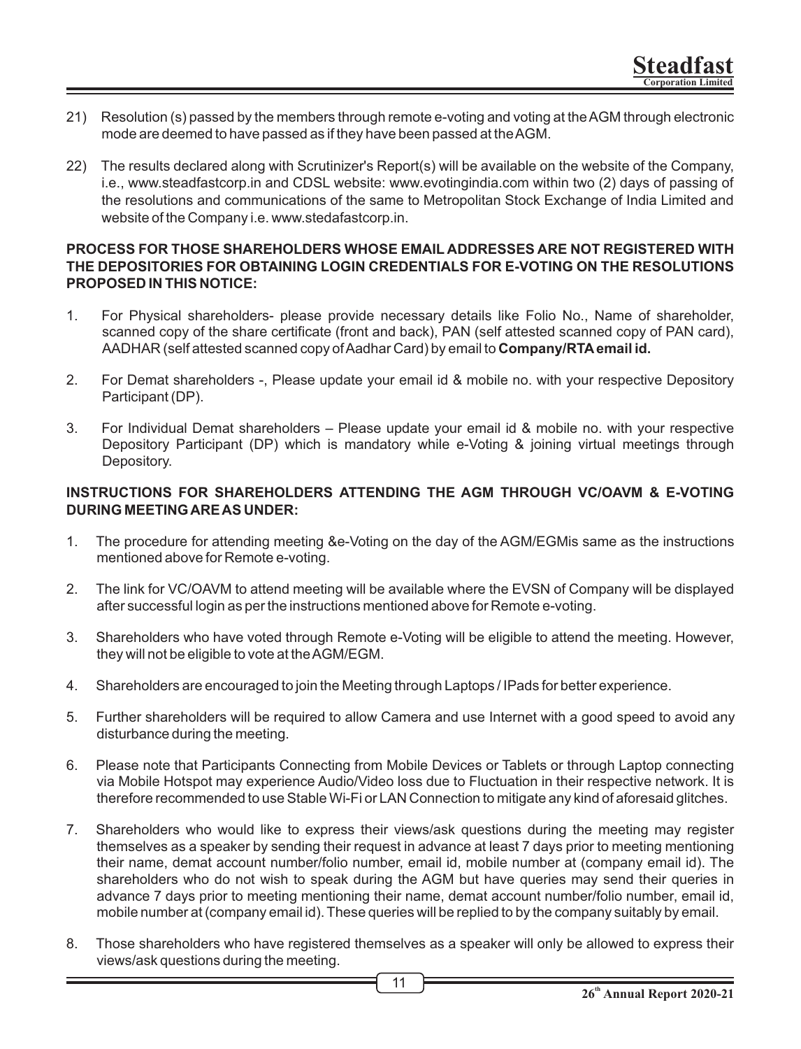21) Resolution (s) passed by the members through remote e-voting and voting at the AGM through electronic mode are deemed to have passed as if they have been passed at the AGM.

22) The results declared along with Scrutinizer's Report(s) will be available on the website of the Company, i.e., www.steadfastcorp.in and CDSL website: www.evotingindia.com within two (2) days of passing of the resolutions and communications of the same to Metropolitan Stock Exchange of India Limited and website of the Company i.e. www.stedafastcorp.in.

**PROCESS FOR THOSE SHAREHOLDERS WHOSE EMAIL ADDRESSES ARE NOT REGISTERED WITH THE DEPOSITORIES FOR OBTAINING LOGIN CREDENTIALS FOR E-VOTING ON THE RESOLUTIONS PROPOSED IN THIS NOTICE:**

1. For Physical shareholders- please provide necessary details like Folio No., Name of shareholder, scanned copy of the share certificate (front and back), PAN (self attested scanned copy of PAN card), AADHAR (self attested scanned copy of Aadhar Card) by email to **Company/RTA email id.**

2. For Demat shareholders -, Please update your email id & mobile no. with your respective Depository Participant (DP).

3. For Individual Demat shareholders – Please update your email id & mobile no. with your respective Depository Participant (DP) which is mandatory while e-Voting & joining virtual meetings through Depository.

**INSTRUCTIONS FOR SHAREHOLDERS ATTENDING THE AGM THROUGH VC/OAVM & E-VOTING DURING MEETING ARE AS UNDER:**

1. The procedure for attending meeting &e-Voting on the day of the AGM/EGMis same as the instructions mentioned above for Remote e-voting.

2. The link for VC/OAVM to attend meeting will be available where the EVSN of Company will be displayed after successful login as per the instructions mentioned above for Remote e-voting.

3. Shareholders who have voted through Remote e-Voting will be eligible to attend the meeting. However, they will not be eligible to vote at the AGM/EGM.

4. Shareholders are encouraged to join the Meeting through Laptops / IPads for better experience.

5. Further shareholders will be required to allow Camera and use Internet with a good speed to avoid any disturbance during the meeting.

6. Please note that Participants Connecting from Mobile Devices or Tablets or through Laptop connecting via Mobile Hotspot may experience Audio/Video loss due to Fluctuation in their respective network. It is therefore recommended to use Stable Wi-Fi or LAN Connection to mitigate any kind of aforesaid glitches.

7. Shareholders who would like to express their views/ask questions during the meeting may register themselves as a speaker by sending their request in advance at least 7 days prior to meeting mentioning their name, demat account number/folio number, email id, mobile number at (company email id). The shareholders who do not wish to speak during the AGM but have queries may send their queries in advance 7 days prior to meeting mentioning their name, demat account number/folio number, email id, mobile number at (company email id). These queries will be replied to by the company suitably by email.

8. Those shareholders who have registered themselves as a speaker will only be allowed to express their views/ask questions during the meeting.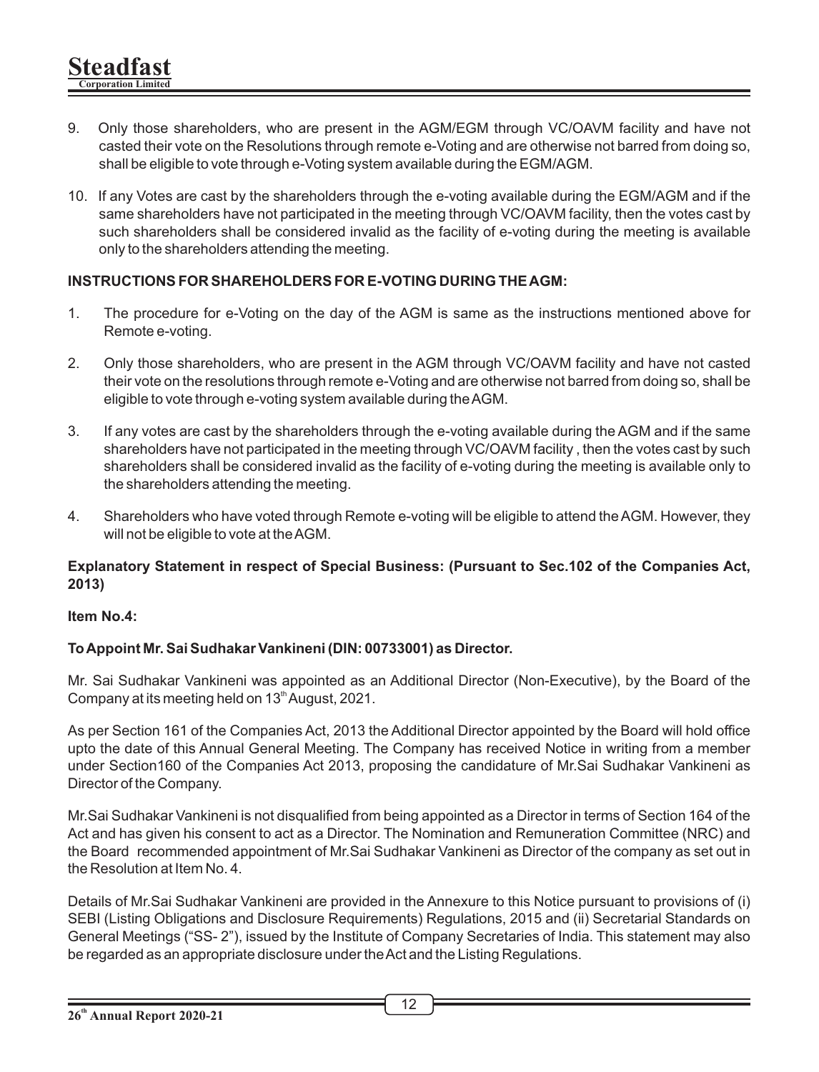9. Only those shareholders, who are present in the AGM/EGM through VC/OAVM facility and have not casted their vote on the Resolutions through remote e-Voting and are otherwise not barred from doing so, shall be eligible to vote through e-Voting system available during the EGM/AGM.

10. If any Votes are cast by the shareholders through the e-voting available during the EGM/AGM and if the same shareholders have not participated in the meeting through VC/OAVM facility, then the votes cast by such shareholders shall be considered invalid as the facility of e-voting during the meeting is available only to the shareholders attending the meeting.

**INSTRUCTIONS FOR SHAREHOLDERS FOR E-VOTING DURING THE AGM:**

1. The procedure for e-Voting on the day of the AGM is same as the instructions mentioned above for Remote e-voting.

2. Only those shareholders, who are present in the AGM through VC/OAVM facility and have not casted their vote on the resolutions through remote e-Voting and are otherwise not barred from doing so, shall be eligible to vote through e-voting system available during the AGM.

3. If any votes are cast by the shareholders through the e-voting available during the AGM and if the same shareholders have not participated in the meeting through VC/OAVM facility , then the votes cast by such shareholders shall be considered invalid as the facility of e-voting during the meeting is available only to the shareholders attending the meeting.

4. Shareholders who have voted through Remote e-voting will be eligible to attend the AGM. However, they will not be eligible to vote at the AGM.

**Explanatory Statement in respect of Special Business: (Pursuant to Sec.102 of the Companies Act, 2013)**

**Item No.4:**

**To Appoint Mr. Sai Sudhakar Vankineni (DIN: 00733001) as Director.**

Mr. Sai Sudhakar Vankineni was appointed as an Additional Director (Non-Executive), by the Board of the Company at its meeting held on 13th August, 2021.

As per Section 161 of the Companies Act, 2013 the Additional Director appointed by the Board will hold office upto the date of this Annual General Meeting. The Company has received Notice in writing from a member under Section160 of the Companies Act 2013, proposing the candidature of Mr.Sai Sudhakar Vankineni as Director of the Company.

Mr.Sai Sudhakar Vankineni is not disqualified from being appointed as a Director in terms of Section 164 of the Act and has given his consent to act as a Director. The Nomination and Remuneration Committee (NRC) and the Board recommended appointment of Mr.Sai Sudhakar Vankineni as Director of the company as set out in the Resolution at Item No. 4.

Details of Mr.Sai Sudhakar Vankineni are provided in the Annexure to this Notice pursuant to provisions of (i) SEBI (Listing Obligations and Disclosure Requirements) Regulations, 2015 and (ii) Secretarial Standards on General Meetings ("SS- 2"), issued by the Institute of Company Secretaries of India. This statement may also be regarded as an appropriate disclosure under the Act and the Listing Regulations.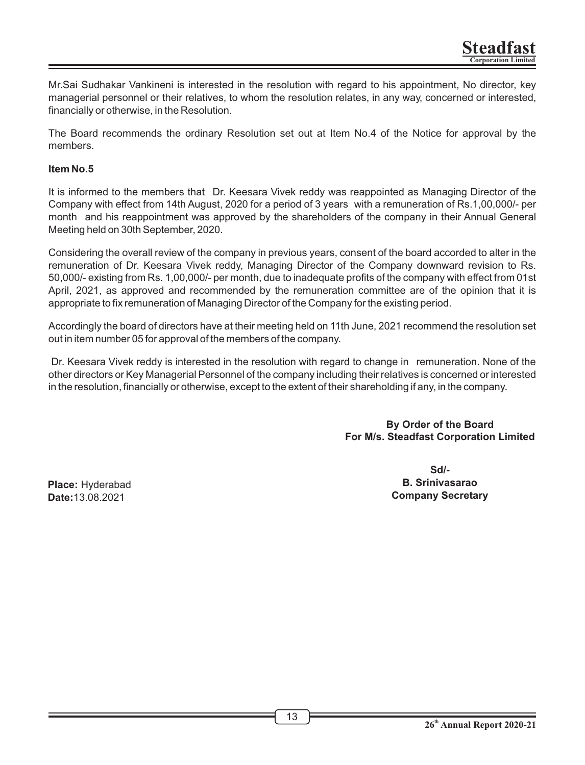Mr.Sai Sudhakar Vankineni is interested in the resolution with regard to his appointment, No director, key managerial personnel or their relatives, to whom the resolution relates, in any way, concerned or interested, financially or otherwise, in the Resolution.

The Board recommends the ordinary Resolution set out at Item No.4 of the Notice for approval by the members.

**Item No.5**

It is informed to the members that Dr. Keesara Vivek reddy was reappointed as Managing Director of the Company with effect from 14th August, 2020 for a period of 3 years with a remuneration of Rs.1,00,000/- per month and his reappointment was approved by the shareholders of the company in their Annual General Meeting held on 30th September, 2020.

Considering the overall review of the company in previous years, consent of the board accorded to alter in the remuneration of Dr. Keesara Vivek reddy, Managing Director of the Company downward revision to Rs. 50,000/- existing from Rs. 1,00,000/- per month, due to inadequate profits of the company with effect from 01st April, 2021, as approved and recommended by the remuneration committee are of the opinion that it is appropriate to fix remuneration of Managing Director of the Company for the existing period.

Accordingly the board of directors have at their meeting held on 11th June, 2021 recommend the resolution set out in item number 05 for approval of the members of the company.

Dr. Keesara Vivek reddy is interested in the resolution with regard to change in remuneration. None of the other directors or Key Managerial Personnel of the company including their relatives is concerned or interested in the resolution, financially or otherwise, except to the extent of their shareholding if any, in the company.

**By Order of the Board**
**For M/s. Steadfast Corporation Limited**

**Sd/-**
**B. Srinivasarao**
**Company Secretary**

**Place:** Hyderabad
**Date:**13.08.2021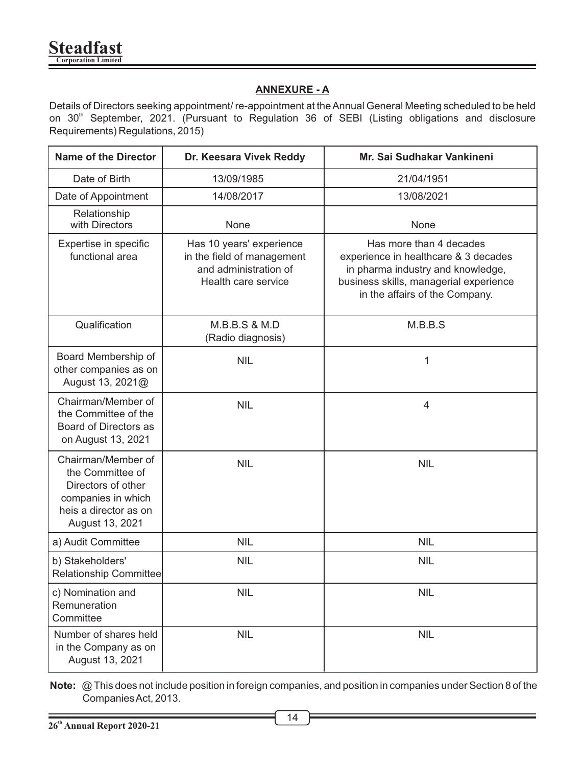## ANNEXURE - A

Details of Directors seeking appointment/ re-appointment at the Annual General Meeting scheduled to be held on 30th September, 2021. (Pursuant to Regulation 36 of SEBI (Listing obligations and disclosure Requirements) Regulations, 2015)

| Name of the Director | Dr. Keesara Vivek Reddy | Mr. Sai Sudhakar Vankineni |
|---|---|---|
| Date of Birth | 13/09/1985 | 21/04/1951 |
| Date of Appointment | 14/08/2017 | 13/08/2021 |
| Relationship with Directors | None | None |
| Expertise in specific functional area | Has 10 years' experience in the field of management and administration of Health care service | Has more than 4 decades experience in healthcare & 3 decades in pharma industry and knowledge, business skills, managerial experience in the affairs of the Company. |
| Qualification | M.B.B.S & M.D (Radio diagnosis) | M.B.B.S |
| Board Membership of other companies as on August 13, 2021@ | NIL | 1 |
| Chairman/Member of the Committee of the Board of Directors as on August 13, 2021 | NIL | 4 |
| Chairman/Member of the Committee of Directors of other companies in which heis a director as on August 13, 2021 | NIL | NIL |
| a) Audit Committee | NIL | NIL |
| b) Stakeholders' Relationship Committee | NIL | NIL |
| c) Nomination and Remuneration Committee | NIL | NIL |
| Number of shares held in the Company as on August 13, 2021 | NIL | NIL |

**Note:** @ This does not include position in foreign companies, and position in companies under Section 8 of the Companies Act, 2013.